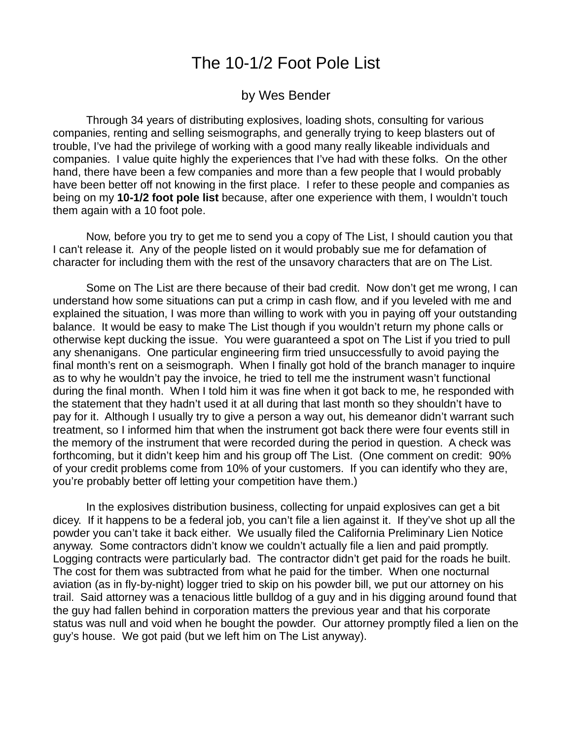# The 10-1/2 Foot Pole List

by Wes Bender

Through 34 years of distributing explosives, loading shots, consulting for various companies, renting and selling seismographs, and generally trying to keep blasters out of trouble, I've had the privilege of working with a good many really likeable individuals and companies. I value quite highly the experiences that I've had with these folks. On the other hand, there have been a few companies and more than a few people that I would probably have been better off not knowing in the first place. I refer to these people and companies as being on my **10-1/2 foot pole list** because, after one experience with them, I wouldn't touch them again with a 10 foot pole.

Now, before you try to get me to send you a copy of The List, I should caution you that I can't release it. Any of the people listed on it would probably sue me for defamation of character for including them with the rest of the unsavory characters that are on The List.

Some on The List are there because of their bad credit. Now don't get me wrong, I can understand how some situations can put a crimp in cash flow, and if you leveled with me and explained the situation, I was more than willing to work with you in paying off your outstanding balance. It would be easy to make The List though if you wouldn't return my phone calls or otherwise kept ducking the issue. You were guaranteed a spot on The List if you tried to pull any shenanigans. One particular engineering firm tried unsuccessfully to avoid paying the final month's rent on a seismograph. When I finally got hold of the branch manager to inquire as to why he wouldn't pay the invoice, he tried to tell me the instrument wasn't functional during the final month. When I told him it was fine when it got back to me, he responded with the statement that they hadn't used it at all during that last month so they shouldn't have to pay for it. Although I usually try to give a person a way out, his demeanor didn't warrant such treatment, so I informed him that when the instrument got back there were four events still in the memory of the instrument that were recorded during the period in question. A check was forthcoming, but it didn't keep him and his group off The List. (One comment on credit: 90% of your credit problems come from 10% of your customers. If you can identify who they are, you're probably better off letting your competition have them.)

In the explosives distribution business, collecting for unpaid explosives can get a bit dicey. If it happens to be a federal job, you can't file a lien against it. If they've shot up all the powder you can't take it back either. We usually filed the California Preliminary Lien Notice anyway. Some contractors didn't know we couldn't actually file a lien and paid promptly. Logging contracts were particularly bad. The contractor didn't get paid for the roads he built. The cost for them was subtracted from what he paid for the timber. When one nocturnal aviation (as in fly-by-night) logger tried to skip on his powder bill, we put our attorney on his trail. Said attorney was a tenacious little bulldog of a guy and in his digging around found that the guy had fallen behind in corporation matters the previous year and that his corporate status was null and void when he bought the powder. Our attorney promptly filed a lien on the guy's house. We got paid (but we left him on The List anyway).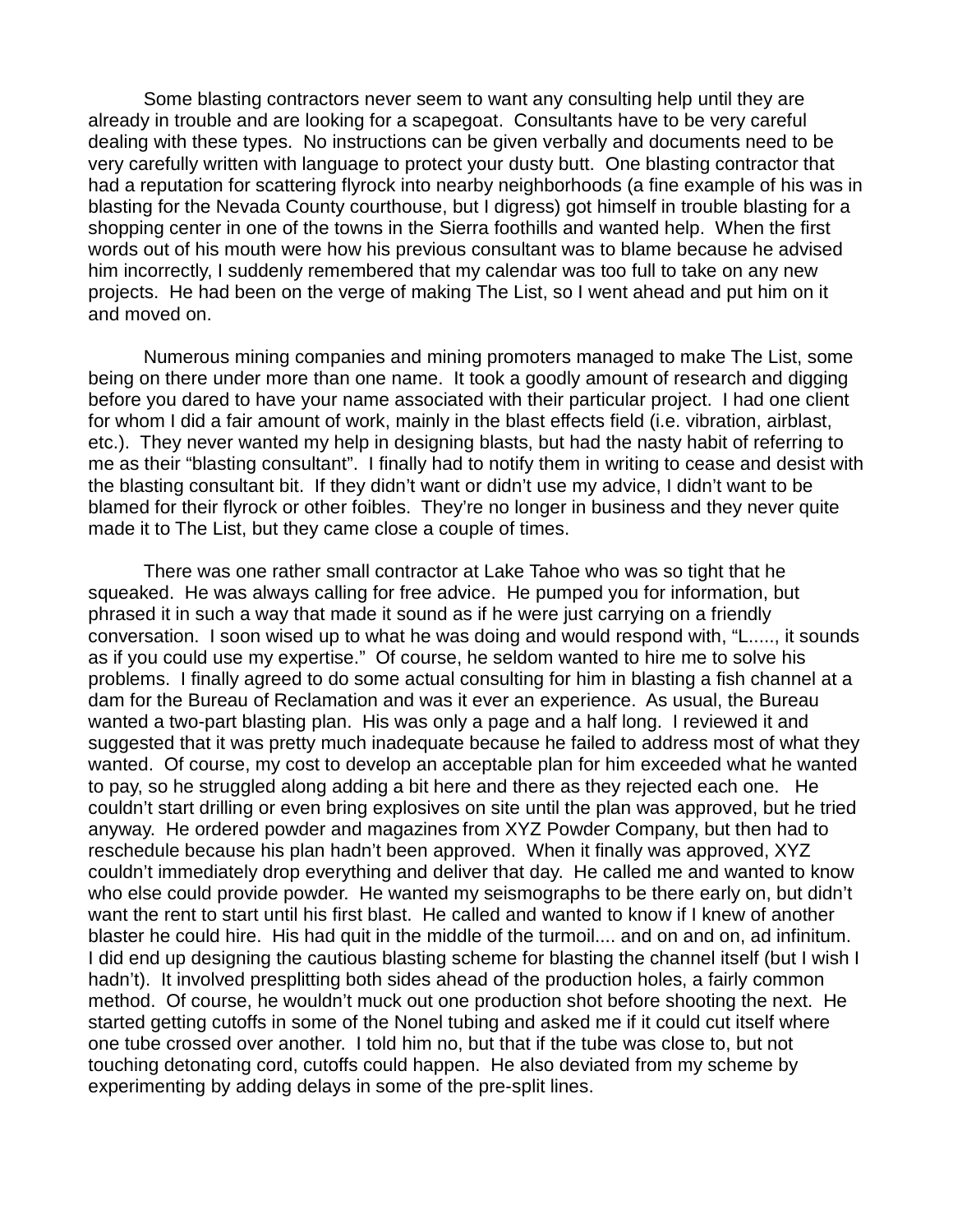Some blasting contractors never seem to want any consulting help until they are already in trouble and are looking for a scapegoat. Consultants have to be very careful dealing with these types. No instructions can be given verbally and documents need to be very carefully written with language to protect your dusty butt. One blasting contractor that had a reputation for scattering flyrock into nearby neighborhoods (a fine example of his was in blasting for the Nevada County courthouse, but I digress) got himself in trouble blasting for a shopping center in one of the towns in the Sierra foothills and wanted help. When the first words out of his mouth were how his previous consultant was to blame because he advised him incorrectly, I suddenly remembered that my calendar was too full to take on any new projects. He had been on the verge of making The List, so I went ahead and put him on it and moved on.

Numerous mining companies and mining promoters managed to make The List, some being on there under more than one name. It took a goodly amount of research and digging before you dared to have your name associated with their particular project. I had one client for whom I did a fair amount of work, mainly in the blast effects field (i.e. vibration, airblast, etc.). They never wanted my help in designing blasts, but had the nasty habit of referring to me as their "blasting consultant". I finally had to notify them in writing to cease and desist with the blasting consultant bit. If they didn't want or didn't use my advice, I didn't want to be blamed for their flyrock or other foibles. They're no longer in business and they never quite made it to The List, but they came close a couple of times.

There was one rather small contractor at Lake Tahoe who was so tight that he squeaked. He was always calling for free advice. He pumped you for information, but phrased it in such a way that made it sound as if he were just carrying on a friendly conversation. I soon wised up to what he was doing and would respond with, "L....., it sounds as if you could use my expertise." Of course, he seldom wanted to hire me to solve his problems. I finally agreed to do some actual consulting for him in blasting a fish channel at a dam for the Bureau of Reclamation and was it ever an experience. As usual, the Bureau wanted a two-part blasting plan. His was only a page and a half long. I reviewed it and suggested that it was pretty much inadequate because he failed to address most of what they wanted. Of course, my cost to develop an acceptable plan for him exceeded what he wanted to pay, so he struggled along adding a bit here and there as they rejected each one. He couldn't start drilling or even bring explosives on site until the plan was approved, but he tried anyway. He ordered powder and magazines from XYZ Powder Company, but then had to reschedule because his plan hadn't been approved. When it finally was approved, XYZ couldn't immediately drop everything and deliver that day. He called me and wanted to know who else could provide powder. He wanted my seismographs to be there early on, but didn't want the rent to start until his first blast. He called and wanted to know if I knew of another blaster he could hire. His had quit in the middle of the turmoil.... and on and on, ad infinitum. I did end up designing the cautious blasting scheme for blasting the channel itself (but I wish I hadn't). It involved presplitting both sides ahead of the production holes, a fairly common method. Of course, he wouldn't muck out one production shot before shooting the next. He started getting cutoffs in some of the Nonel tubing and asked me if it could cut itself where one tube crossed over another. I told him no, but that if the tube was close to, but not touching detonating cord, cutoffs could happen. He also deviated from my scheme by experimenting by adding delays in some of the pre-split lines.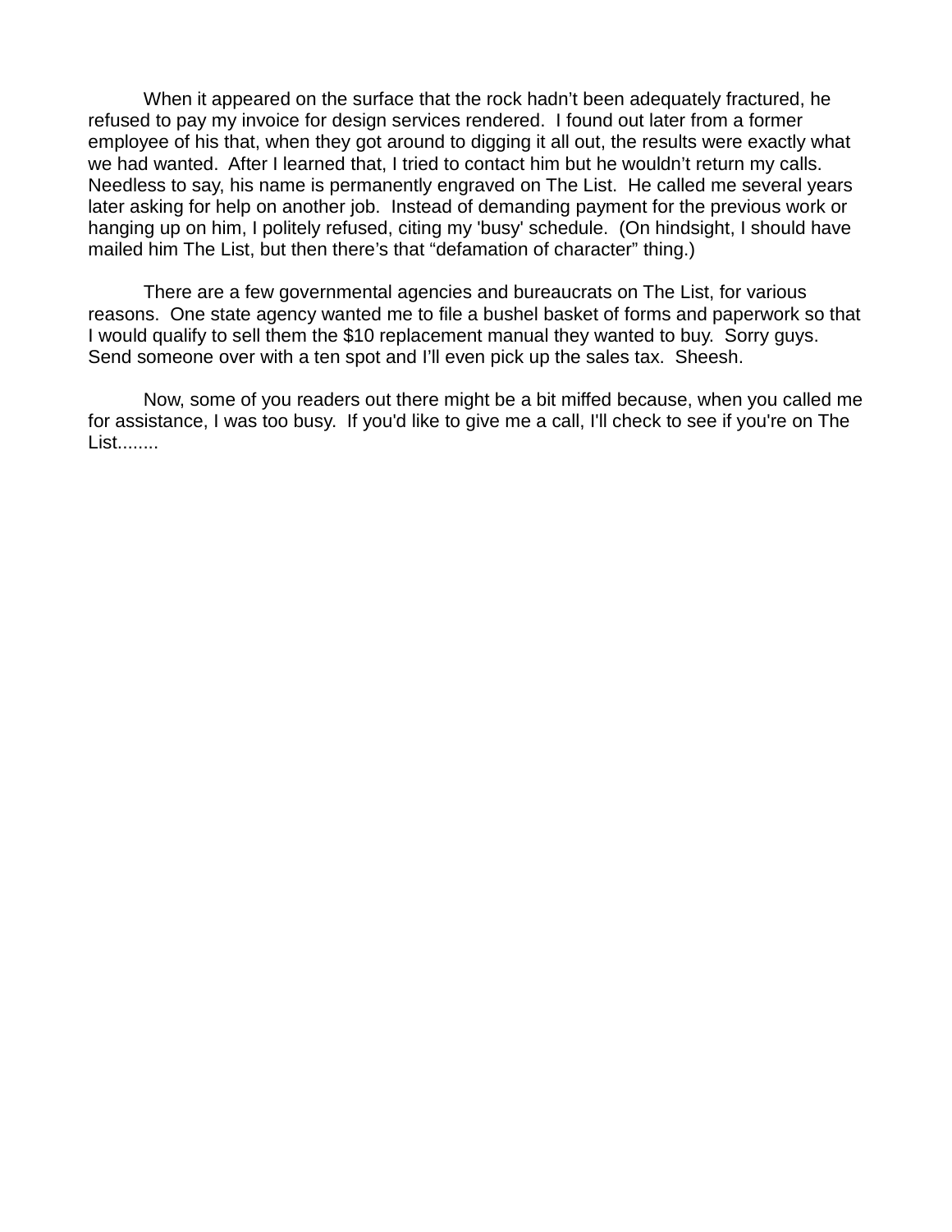When it appeared on the surface that the rock hadn’t been adequately fractured, he refused to pay my invoice for design services rendered. I found out later from a former employee of his that, when they got around to digging it all out, the results were exactly what we had wanted. After I learned that, I tried to contact him but he wouldn’t return my calls. Needless to say, his name is permanently engraved on The List. He called me several years later asking for help on another job. Instead of demanding payment for the previous work or hanging up on him, I politely refused, citing my 'busy' schedule. (On hindsight, I should have mailed him The List, but then there’s that “defamation of character” thing.)

There are a few governmental agencies and bureaucrats on The List, for various reasons. One state agency wanted me to file a bushel basket of forms and paperwork so that I would qualify to sell them the $10 replacement manual they wanted to buy. Sorry guys. Send someone over with a ten spot and I’ll even pick up the sales tax. Sheesh.

Now, some of you readers out there might be a bit miffed because, when you called me for assistance, I was too busy. If you'd like to give me a call, I'll check to see if you're on The List........